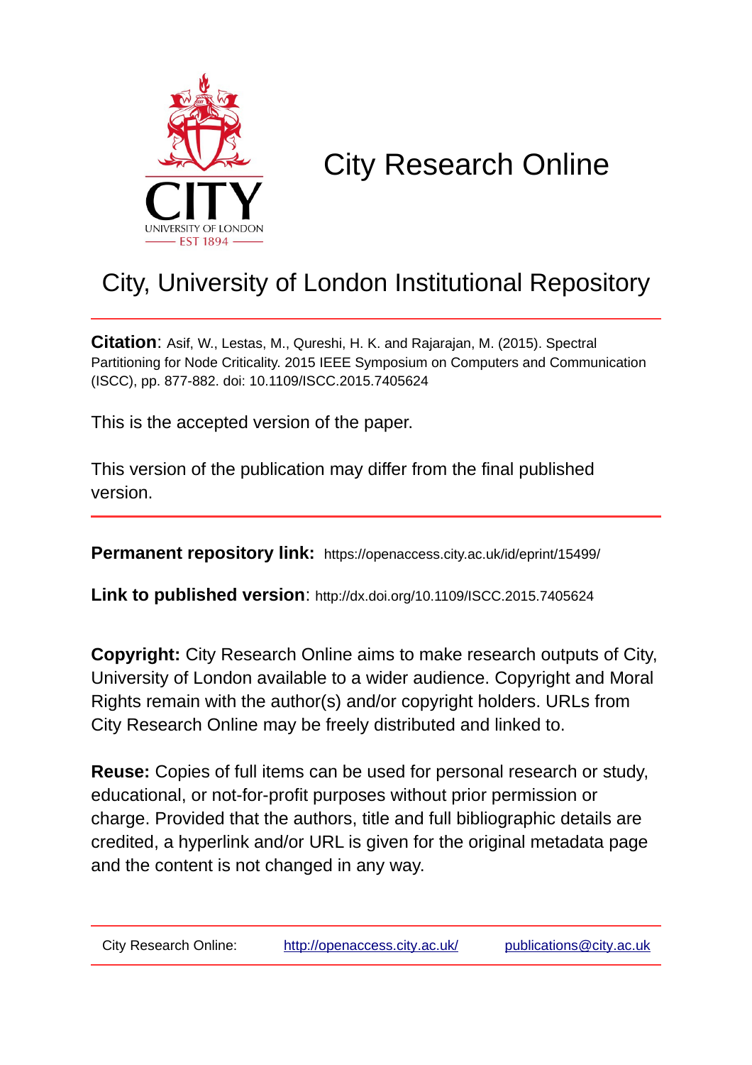# City Research Online

## City, University of London Institutional Repository

**Citation**: Asif, W., Lestas, M., Qureshi, H. K. and Rajarajan, M. (2015). Spectral Partitioning for Node Criticality. 2015 IEEE Symposium on Computers and Communication (ISCC), pp. 877-882. doi: 10.1109/ISCC.2015.7405624

This is the accepted version of the paper.

This version of the publication may differ from the final published version.

---

**Permanent repository link:** https://openaccess.city.ac.uk/id/eprint/15499/

**Link to published version**: http://dx.doi.org/10.1109/ISCC.2015.7405624

**Copyright:** City Research Online aims to make research outputs of City, University of London available to a wider audience. Copyright and Moral Rights remain with the author(s) and/or copyright holders. URLs from City Research Online may be freely distributed and linked to.

**Reuse:** Copies of full items can be used for personal research or study, educational, or not-for-profit purposes without prior permission or charge. Provided that the authors, title and full bibliographic details are credited, a hyperlink and/or URL is given for the original metadata page and the content is not changed in any way.

---

City Research Online: http://openaccess.city.ac.uk/ publications@city.ac.uk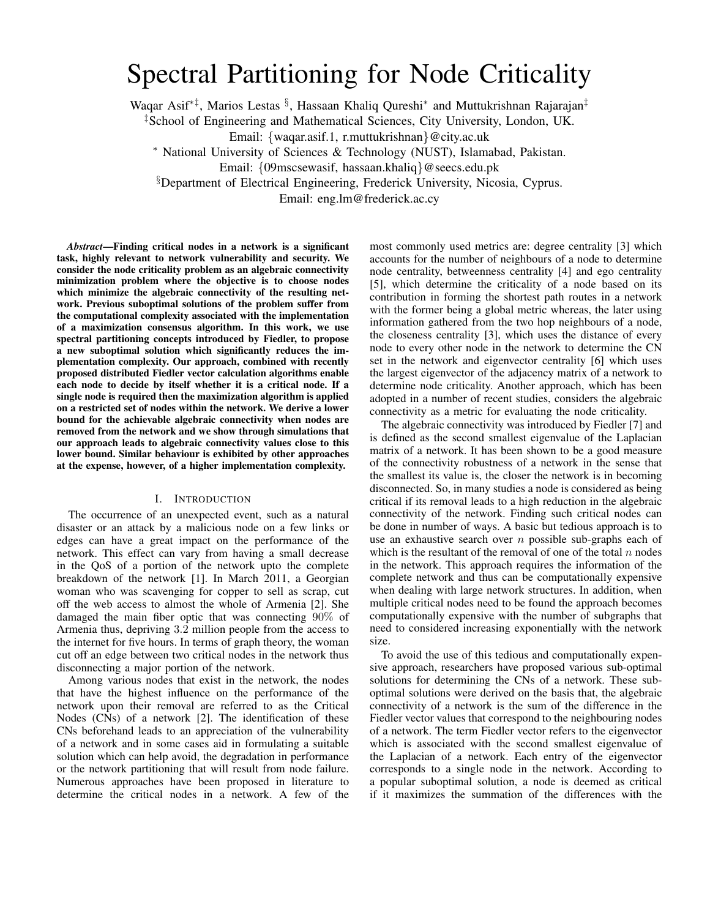# Spectral Partitioning for Node Criticality

Waqar Asif[*‡], Marios Lestas [§], Hassaan Khaliq Qureshi[*] and Muttukrishnan Rajarajan[‡]

[‡]School of Engineering and Mathematical Sciences, City University, London, UK.

Email: {waqar.asif.1, r.muttukrishnan}@city.ac.uk

[*] National University of Sciences & Technology (NUST), Islamabad, Pakistan.

Email: {09mscsewasif, hassaan.khaliq}@seecs.edu.pk

[§]Department of Electrical Engineering, Frederick University, Nicosia, Cyprus.

Email: eng.lm@frederick.ac.cy

***Abstract*—Finding critical nodes in a network is a significant task, highly relevant to network vulnerability and security. We consider the node criticality problem as an algebraic connectivity minimization problem where the objective is to choose nodes which minimize the algebraic connectivity of the resulting network. Previous suboptimal solutions of the problem suffer from the computational complexity associated with the implementation of a maximization consensus algorithm. In this work, we use spectral partitioning concepts introduced by Fiedler, to propose a new suboptimal solution which significantly reduces the implementation complexity. Our approach, combined with recently proposed distributed Fiedler vector calculation algorithms enable each node to decide by itself whether it is a critical node. If a single node is required then the maximization algorithm is applied on a restricted set of nodes within the network. We derive a lower bound for the achievable algebraic connectivity when nodes are removed from the network and we show through simulations that our approach leads to algebraic connectivity values close to this lower bound. Similar behaviour is exhibited by other approaches at the expense, however, of a higher implementation complexity.**

## I. Introduction

The occurrence of an unexpected event, such as a natural disaster or an attack by a malicious node on a few links or edges can have a great impact on the performance of the network. This effect can vary from having a small decrease in the QoS of a portion of the network upto the complete breakdown of the network [1]. In March 2011, a Georgian woman who was scavenging for copper to sell as scrap, cut off the web access to almost the whole of Armenia [2]. She damaged the main fiber optic that was connecting 90% of Armenia thus, depriving 3.2 million people from the access to the internet for five hours. In terms of graph theory, the woman cut off an edge between two critical nodes in the network thus disconnecting a major portion of the network.

Among various nodes that exist in the network, the nodes that have the highest influence on the performance of the network upon their removal are referred to as the Critical Nodes (CNs) of a network [2]. The identification of these CNs beforehand leads to an appreciation of the vulnerability of a network and in some cases aid in formulating a suitable solution which can help avoid, the degradation in performance or the network partitioning that will result from node failure. Numerous approaches have been proposed in literature to determine the critical nodes in a network. A few of the most commonly used metrics are: degree centrality [3] which accounts for the number of neighbours of a node to determine node centrality, betweenness centrality [4] and ego centrality [5], which determine the criticality of a node based on its contribution in forming the shortest path routes in a network with the former being a global metric whereas, the later using information gathered from the two hop neighbours of a node, the closeness centrality [3], which uses the distance of every node to every other node in the network to determine the CN set in the network and eigenvector centrality [6] which uses the largest eigenvector of the adjacency matrix of a network to determine node criticality. Another approach, which has been adopted in a number of recent studies, considers the algebraic connectivity as a metric for evaluating the node criticality.

The algebraic connectivity was introduced by Fiedler [7] and is defined as the second smallest eigenvalue of the Laplacian matrix of a network. It has been shown to be a good measure of the connectivity robustness of a network in the sense that the smallest its value is, the closer the network is in becoming disconnected. So, in many studies a node is considered as being critical if its removal leads to a high reduction in the algebraic connectivity of the network. Finding such critical nodes can be done in number of ways. A basic but tedious approach is to use an exhaustive search over $n$ possible sub-graphs each of which is the resultant of the removal of one of the total $n$ nodes in the network. This approach requires the information of the complete network and thus can be computationally expensive when dealing with large network structures. In addition, when multiple critical nodes need to be found the approach becomes computationally expensive with the number of subgraphs that need to considered increasing exponentially with the network size.

To avoid the use of this tedious and computationally expensive approach, researchers have proposed various sub-optimal solutions for determining the CNs of a network. These sub-optimal solutions were derived on the basis that, the algebraic connectivity of a network is the sum of the difference in the Fiedler vector values that correspond to the neighbouring nodes of a network. The term Fiedler vector refers to the eigenvector which is associated with the second smallest eigenvalue of the Laplacian of a network. Each entry of the eigenvector corresponds to a single node in the network. According to a popular suboptimal solution, a node is deemed as critical if it maximizes the summation of the differences with the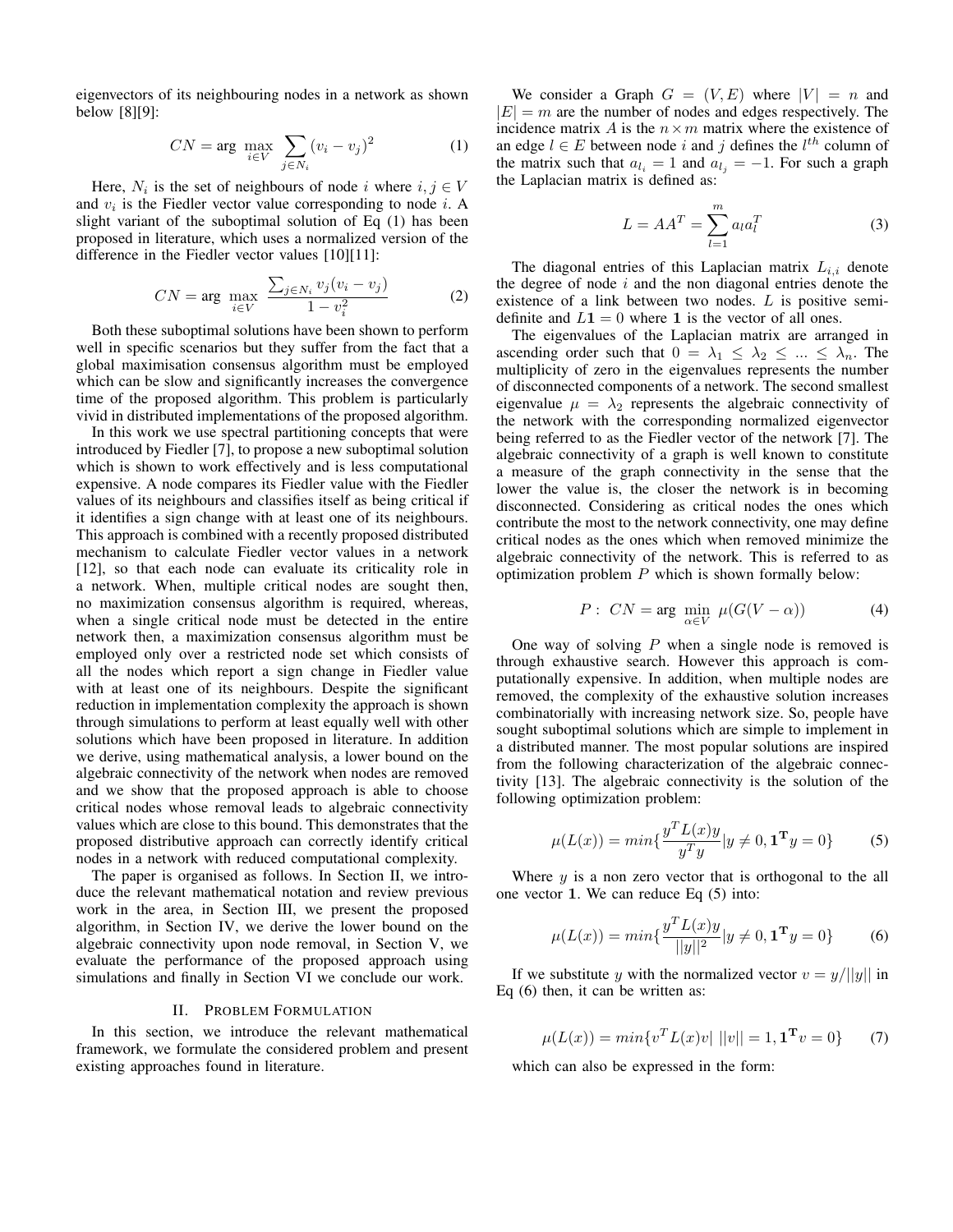eigenvectors of its neighbouring nodes in a network as shown below [8][9]:

$$CN = \arg \max_{i \in V} \sum_{j \in N_i} (v_i - v_j)^2 \tag{1}$$

Here, $N_i$ is the set of neighbours of node $i$ where $i, j \in V$ and $v_i$ is the Fiedler vector value corresponding to node $i$. A slight variant of the suboptimal solution of Eq (1) has been proposed in literature, which uses a normalized version of the difference in the Fiedler vector values [10][11]:

$$CN = \arg \max_{i \in V} \frac{\sum_{j \in N_i} v_j (v_i - v_j)}{1 - v_i^2} \tag{2}$$

Both these suboptimal solutions have been shown to perform well in specific scenarios but they suffer from the fact that a global maximisation consensus algorithm must be employed which can be slow and significantly increases the convergence time of the proposed algorithm. This problem is particularly vivid in distributed implementations of the proposed algorithm.

In this work we use spectral partitioning concepts that were introduced by Fiedler [7], to propose a new suboptimal solution which is shown to work effectively and is less computational expensive. A node compares its Fiedler value with the Fiedler values of its neighbours and classifies itself as being critical if it identifies a sign change with at least one of its neighbours. This approach is combined with a recently proposed distributed mechanism to calculate Fiedler vector values in a network [12], so that each node can evaluate its criticality role in a network. When, multiple critical nodes are sought then, no maximization consensus algorithm is required, whereas, when a single critical node must be detected in the entire network then, a maximization consensus algorithm must be employed only over a restricted node set which consists of all the nodes which report a sign change in Fiedler value with at least one of its neighbours. Despite the significant reduction in implementation complexity the approach is shown through simulations to perform at least equally well with other solutions which have been proposed in literature. In addition we derive, using mathematical analysis, a lower bound on the algebraic connectivity of the network when nodes are removed and we show that the proposed approach is able to choose critical nodes whose removal leads to algebraic connectivity values which are close to this bound. This demonstrates that the proposed distributive approach can correctly identify critical nodes in a network with reduced computational complexity.

The paper is organised as follows. In Section II, we introduce the relevant mathematical notation and review previous work in the area, in Section III, we present the proposed algorithm, in Section IV, we derive the lower bound on the algebraic connectivity upon node removal, in Section V, we evaluate the performance of the proposed approach using simulations and finally in Section VI we conclude our work.

## II. Problem Formulation

In this section, we introduce the relevant mathematical framework, we formulate the considered problem and present existing approaches found in literature.

We consider a Graph $G = (V, E)$ where $|V| = n$ and $|E| = m$ are the number of nodes and edges respectively. The incidence matrix $A$ is the $n \times m$ matrix where the existence of an edge $l \in E$ between node $i$ and $j$ defines the $l^{th}$ column of the matrix such that $a_{l_i} = 1$ and $a_{l_j} = -1$. For such a graph the Laplacian matrix is defined as:

$$L = AA^T = \sum_{l=1}^{m} a_l a_l^T \tag{3}$$

The diagonal entries of this Laplacian matrix $L_{i,i}$ denote the degree of node $i$ and the non diagonal entries denote the existence of a link between two nodes. $L$ is positive semi-definite and $L\mathbf{1} = 0$ where $\mathbf{1}$ is the vector of all ones.

The eigenvalues of the Laplacian matrix are arranged in ascending order such that $0 = \lambda_1 \leq \lambda_2 \leq \ldots \leq \lambda_n$. The multiplicity of zero in the eigenvalues represents the number of disconnected components of a network. The second smallest eigenvalue $\mu = \lambda_2$ represents the algebraic connectivity of the network with the corresponding normalized eigenvector being referred to as the Fiedler vector of the network [7]. The algebraic connectivity of a graph is well known to constitute a measure of the graph connectivity in the sense that the lower the value is, the closer the network is in becoming disconnected. Considering as critical nodes the ones which contribute the most to the network connectivity, one may define critical nodes as the ones which when removed minimize the algebraic connectivity of the network. This is referred to as optimization problem $P$ which is shown formally below:

$$P: \ CN = \arg \min_{\alpha \in V} \ \mu(G(V - \alpha)) \tag{4}$$

One way of solving $P$ when a single node is removed is through exhaustive search. However this approach is computationally expensive. In addition, when multiple nodes are removed, the complexity of the exhaustive solution increases combinatorially with increasing network size. So, people have sought suboptimal solutions which are simple to implement in a distributed manner. The most popular solutions are inspired from the following characterization of the algebraic connectivity [13]. The algebraic connectivity is the solution of the following optimization problem:

$$\mu(L(x)) = min\{\frac{y^T L(x) y}{y^T y} | y \neq 0, \mathbf{1}^{\mathbf{T}} y = 0\} \tag{5}$$

Where $y$ is a non zero vector that is orthogonal to the all one vector $\mathbf{1}$. We can reduce Eq (5) into:

$$\mu(L(x)) = min\{\frac{y^T L(x) y}{||y||^2} | y \neq 0, \mathbf{1}^{\mathbf{T}} y = 0\} \tag{6}$$

If we substitute $y$ with the normalized vector $v = y/||y||$ in Eq (6) then, it can be written as:

$$\mu(L(x)) = min\{v^T L(x) v| \ ||v|| = 1, \mathbf{1}^{\mathbf{T}} v = 0\} \tag{7}$$

which can also be expressed in the form: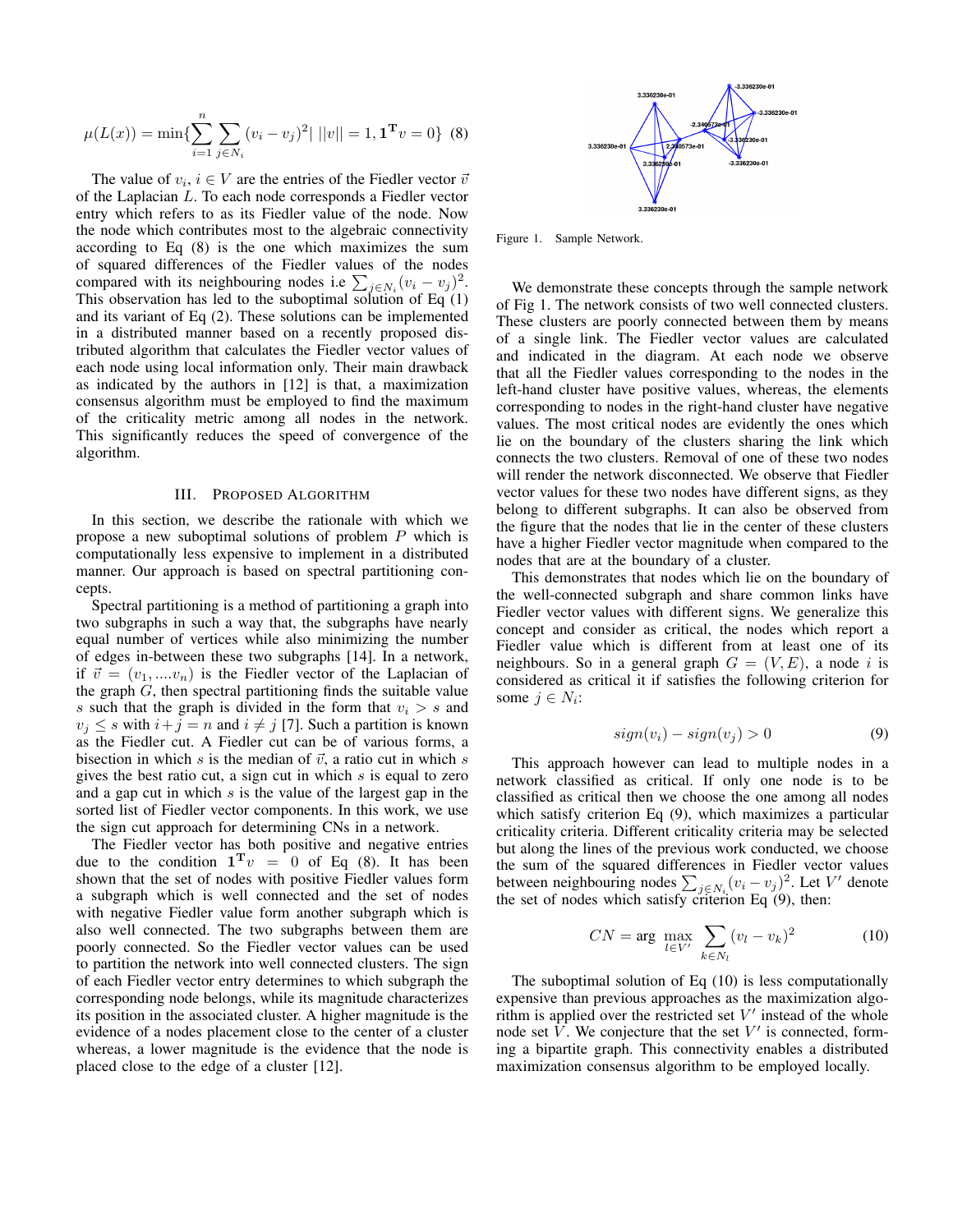$$\mu(L(x)) = \min\{\sum_{i=1}^{n}\sum_{j\in N_i}(v_i - v_j)^2 |\ ||v|| = 1, \mathbf{1^T}v = 0\} \quad (8)$$

The value of $v_i$, $i \in V$ are the entries of the Fiedler vector $\vec{v}$ of the Laplacian $L$. To each node corresponds a Fiedler vector entry which refers to as its Fiedler value of the node. Now the node which contributes most to the algebraic connectivity according to Eq (8) is the one which maximizes the sum of squared differences of the Fiedler values of the nodes compared with its neighbouring nodes i.e $\sum_{j\in N_i}(v_i - v_j)^2$. This observation has led to the suboptimal solution of Eq (1) and its variant of Eq (2). These solutions can be implemented in a distributed manner based on a recently proposed distributed algorithm that calculates the Fiedler vector values of each node using local information only. Their main drawback as indicated by the authors in [12] is that, a maximization consensus algorithm must be employed to find the maximum of the criticality metric among all nodes in the network. This significantly reduces the speed of convergence of the algorithm.

## III. Proposed Algorithm

In this section, we describe the rationale with which we propose a new suboptimal solutions of problem $P$ which is computationally less expensive to implement in a distributed manner. Our approach is based on spectral partitioning concepts.

Spectral partitioning is a method of partitioning a graph into two subgraphs in such a way that, the subgraphs have nearly equal number of vertices while also minimizing the number of edges in-between these two subgraphs [14]. In a network, if $\vec{v} = (v_1, ....v_n)$ is the Fiedler vector of the Laplacian of the graph $G$, then spectral partitioning finds the suitable value $s$ such that the graph is divided in the form that $v_i > s$ and $v_j \leq s$ with $i+j = n$ and $i \neq j$ [7]. Such a partition is known as the Fiedler cut. A Fiedler cut can be of various forms, a bisection in which $s$ is the median of $\vec{v}$, a ratio cut in which $s$ gives the best ratio cut, a sign cut in which $s$ is equal to zero and a gap cut in which $s$ is the value of the largest gap in the sorted list of Fiedler vector components. In this work, we use the sign cut approach for determining CNs in a network.

The Fiedler vector has both positive and negative entries due to the condition $\mathbf{1^T}v = 0$ of Eq (8). It has been shown that the set of nodes with positive Fiedler values form a subgraph which is well connected and the set of nodes with negative Fiedler value form another subgraph which is also well connected. The two subgraphs between them are poorly connected. So the Fiedler vector values can be used to partition the network into well connected clusters. The sign of each Fiedler vector entry determines to which subgraph the corresponding node belongs, while its magnitude characterizes its position in the associated cluster. A higher magnitude is the evidence of a nodes placement close to the center of a cluster whereas, a lower magnitude is the evidence that the node is placed close to the edge of a cluster [12].

Figure 1. Sample Network.

We demonstrate these concepts through the sample network of Fig 1. The network consists of two well connected clusters. These clusters are poorly connected between them by means of a single link. The Fiedler vector values are calculated and indicated in the diagram. At each node we observe that all the Fiedler values corresponding to the nodes in the left-hand cluster have positive values, whereas, the elements corresponding to nodes in the right-hand cluster have negative values. The most critical nodes are evidently the ones which lie on the boundary of the clusters sharing the link which connects the two clusters. Removal of one of these two nodes will render the network disconnected. We observe that Fiedler vector values for these two nodes have different signs, as they belong to different subgraphs. It can also be observed from the figure that the nodes that lie in the center of these clusters have a higher Fiedler vector magnitude when compared to the nodes that are at the boundary of a cluster.

This demonstrates that nodes which lie on the boundary of the well-connected subgraph and share common links have Fiedler vector values with different signs. We generalize this concept and consider as critical, the nodes which report a Fiedler value which is different from at least one of its neighbours. So in a general graph $G = (V, E)$, a node $i$ is considered as critical it if satisfies the following criterion for some $j \in N_i$:

$$sign(v_i) - sign(v_j) > 0 \quad (9)$$

This approach however can lead to multiple nodes in a network classified as critical. If only one node is to be classified as critical then we choose the one among all nodes which satisfy criterion Eq (9), which maximizes a particular criticality criteria. Different criticality criteria may be selected but along the lines of the previous work conducted, we choose the sum of the squared differences in Fiedler vector values between neighbouring nodes $\sum_{j\in N_i}(v_i - v_j)^2$. Let $V'$ denote the set of nodes which satisfy criterion Eq (9), then:

$$CN = \arg\max_{l\in V'} \sum_{k\in N_l}(v_l - v_k)^2 \quad (10)$$

The suboptimal solution of Eq (10) is less computationally expensive than previous approaches as the maximization algorithm is applied over the restricted set $V'$ instead of the whole node set $V$. We conjecture that the set $V'$ is connected, forming a bipartite graph. This connectivity enables a distributed maximization consensus algorithm to be employed locally.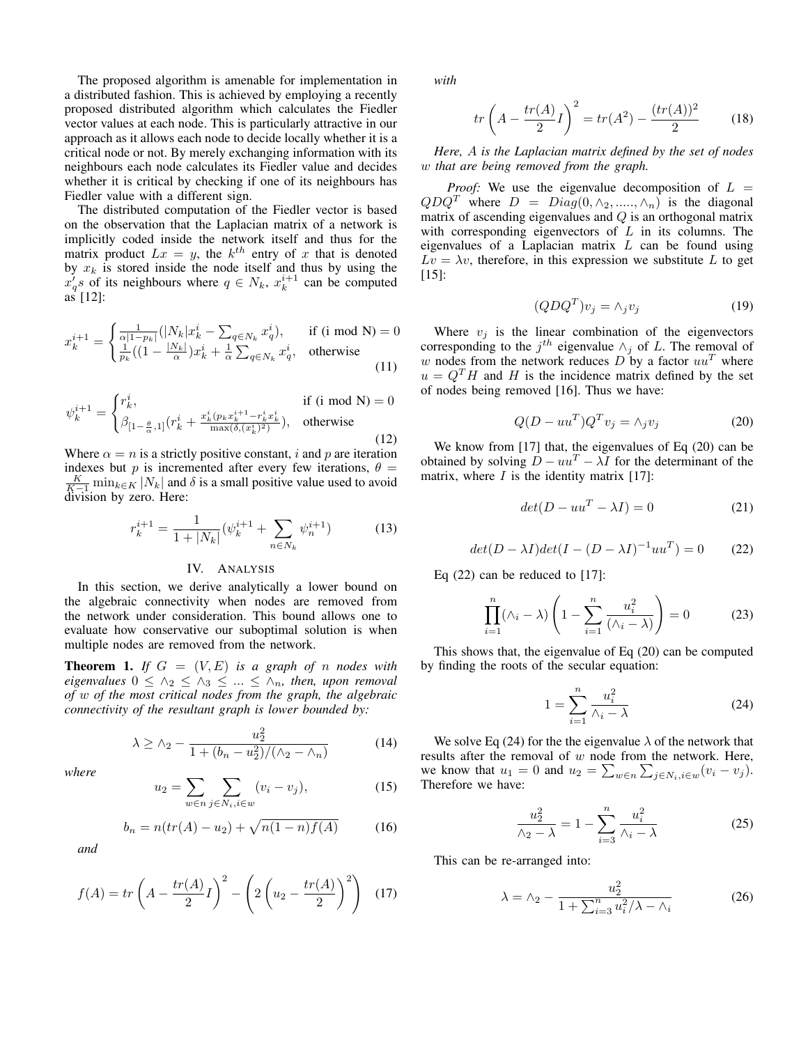The proposed algorithm is amenable for implementation in a distributed fashion. This is achieved by employing a recently proposed distributed algorithm which calculates the Fiedler vector values at each node. This is particularly attractive in our approach as it allows each node to decide locally whether it is a critical node or not. By merely exchanging information with its neighbours each node calculates its Fiedler value and decides whether it is critical by checking if one of its neighbours has Fiedler value with a different sign.

The distributed computation of the Fiedler vector is based on the observation that the Laplacian matrix of a network is implicitly coded inside the network itself and thus for the matrix product $Lx = y$, the $k^{th}$ entry of $x$ that is denoted by $x_k$ is stored inside the node itself and thus by using the $x_q's$ of its neighbours where $q \in N_k$, $x_k^{i+1}$ can be computed as [12]:

$$x_k^{i+1} = \begin{cases} \frac{1}{\alpha|1-p_k|}(|N_k|x_k^i - \sum_{q \in N_k} x_q^i), & \text{if (i mod N) = 0} \\ \frac{1}{p_k}((1 - \frac{|N_k|}{\alpha})x_k^i + \frac{1}{\alpha}\sum_{q \in N_k} x_q^i, & \text{otherwise} \end{cases} \tag{11}$$

$$\psi_k^{i+1} = \begin{cases} r_k^i, & \text{if (i mod N) = 0} \\ \beta_{[1-\frac{\theta}{\alpha},1]}(r_k^i + \frac{x_k^i(p_k x_k^{i+1} - r_k^i x_k^i)}{\max(\delta,(x_k^i)^2)}), & \text{otherwise} \end{cases} \tag{12}$$

Where $\alpha = n$ is a strictly positive constant, $i$ and $p$ are iteration indexes but $p$ is incremented after every few iterations, $\theta = \frac{K}{K-1}\min_{k \in K}|N_k|$ and $\delta$ is a small positive value used to avoid division by zero. Here:

$$r_k^{i+1} = \frac{1}{1+|N_k|}(\psi_k^{i+1} + \sum_{n \in N_k} \psi_n^{i+1}) \tag{13}$$

## IV. Analysis

In this section, we derive analytically a lower bound on the algebraic connectivity when nodes are removed from the network under consideration. This bound allows one to evaluate how conservative our suboptimal solution is when multiple nodes are removed from the network.

**Theorem 1.** *If $G = (V, E)$ is a graph of $n$ nodes with eigenvalues $0 \leq \wedge_2 \leq \wedge_3 \leq ... \leq \wedge_n$, then, upon removal of $w$ of the most critical nodes from the graph, the algebraic connectivity of the resultant graph is lower bounded by:*

$$\lambda \geq \wedge_2 - \frac{u_2^2}{1 + (b_n - u_2^2)/(\wedge_2 - \wedge_n)} \tag{14}$$

*where*

$$u_2 = \sum_{w \in n}\sum_{j \in N_i, i \in w}(v_i - v_j), \tag{15}$$

$$b_n = n(tr(A) - u_2) + \sqrt{n(1-n)f(A)} \tag{16}$$

*and*

$$f(A) = tr\left(A - \frac{tr(A)}{2}I\right)^2 - \left(2\left(u_2 - \frac{tr(A)}{2}\right)^2\right) \tag{17}$$

*with*

$$tr\left(A - \frac{tr(A)}{2}I\right)^2 = tr(A^2) - \frac{(tr(A))^2}{2} \tag{18}$$

*Here, $A$ is the Laplacian matrix defined by the set of nodes $w$ that are being removed from the graph.*

*Proof:* We use the eigenvalue decomposition of $L = QDQ^T$ where $D = Diag(0, \wedge_2, ....., \wedge_n)$ is the diagonal matrix of ascending eigenvalues and $Q$ is an orthogonal matrix with corresponding eigenvectors of $L$ in its columns. The eigenvalues of a Laplacian matrix $L$ can be found using $Lv = \lambda v$, therefore, in this expression we substitute $L$ to get [15]:

$$(QDQ^T)v_j = \wedge_j v_j \tag{19}$$

Where $v_j$ is the linear combination of the eigenvectors corresponding to the $j^{th}$ eigenvalue $\wedge_j$ of $L$. The removal of $w$ nodes from the network reduces $D$ by a factor $uu^T$ where $u = Q^T H$ and $H$ is the incidence matrix defined by the set of nodes being removed [16]. Thus we have:

$$Q(D - uu^T)Q^T v_j = \wedge_j v_j \tag{20}$$

We know from [17] that, the eigenvalues of Eq (20) can be obtained by solving $D - uu^T - \lambda I$ for the determinant of the matrix, where $I$ is the identity matrix [17]:

$$det(D - uu^T - \lambda I) = 0 \tag{21}$$

$$det(D - \lambda I)det(I - (D - \lambda I)^{-1}uu^T) = 0 \tag{22}$$

Eq (22) can be reduced to [17]:

$$\prod_{i=1}^{n}(\wedge_i - \lambda)\left(1 - \sum_{i=1}^{n}\frac{u_i^2}{(\wedge_i - \lambda)}\right) = 0 \tag{23}$$

This shows that, the eigenvalue of Eq (20) can be computed by finding the roots of the secular equation:

$$1 = \sum_{i=1}^{n}\frac{u_i^2}{\wedge_i - \lambda} \tag{24}$$

We solve Eq (24) for the the eigenvalue $\lambda$ of the network that results after the removal of $w$ node from the network. Here, we know that $u_1 = 0$ and $u_2 = \sum_{w \in n}\sum_{j \in N_i, i \in w}(v_i - v_j)$. Therefore we have:

$$\frac{u_2^2}{\wedge_2 - \lambda} = 1 - \sum_{i=3}^{n}\frac{u_i^2}{\wedge_i - \lambda} \tag{25}$$

This can be re-arranged into:

$$\lambda = \wedge_2 - \frac{u_2^2}{1 + \sum_{i=3}^{n} u_i^2/\lambda - \wedge_i} \tag{26}$$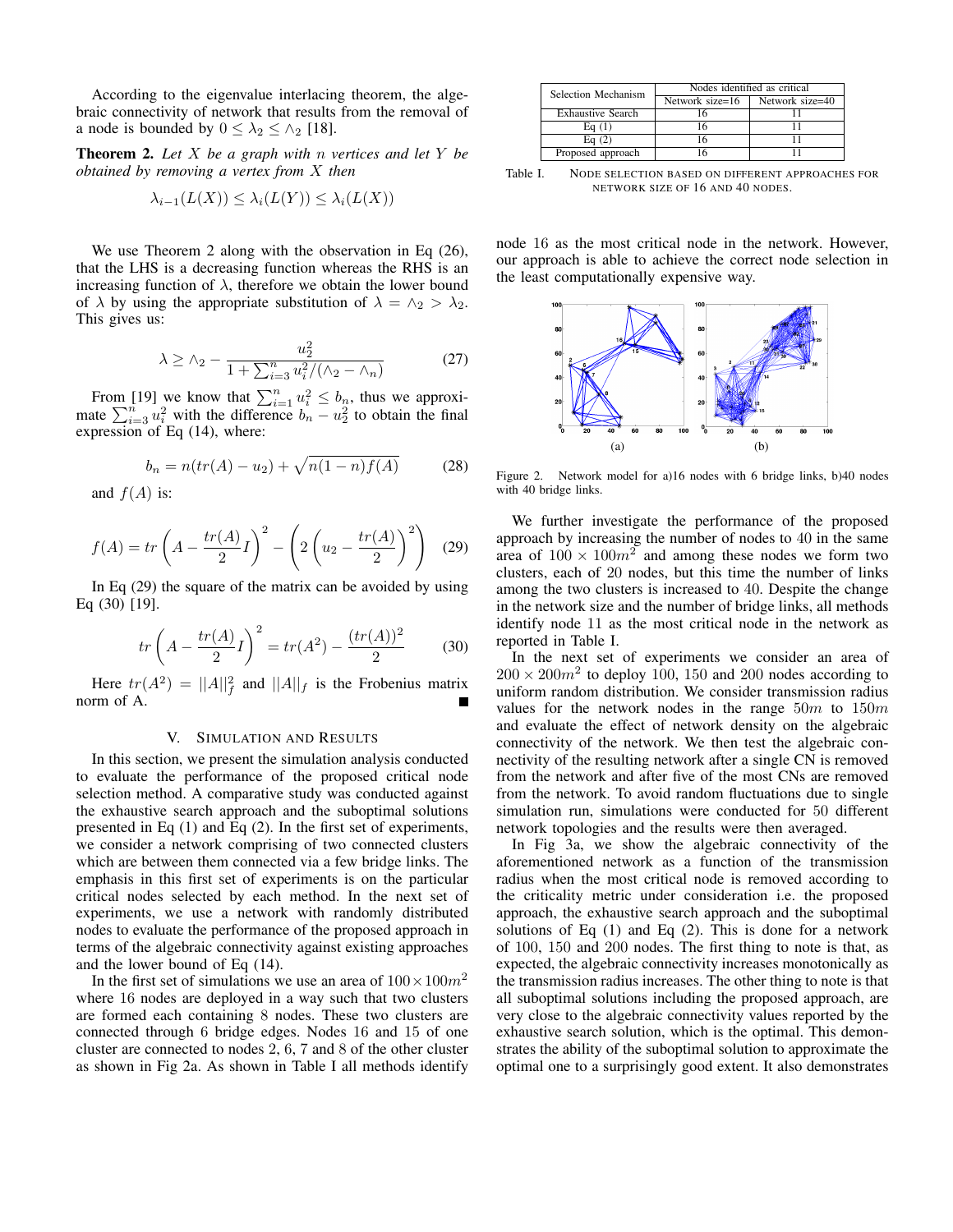According to the eigenvalue interlacing theorem, the algebraic connectivity of network that results from the removal of a node is bounded by $0 \leq \lambda_2 \leq \wedge_2$ [18].

**Theorem 2.** *Let $X$ be a graph with $n$ vertices and let $Y$ be obtained by removing a vertex from $X$ then*

$$\lambda_{i-1}(L(X)) \leq \lambda_i(L(Y)) \leq \lambda_i(L(X))$$

We use Theorem 2 along with the observation in Eq (26), that the LHS is a decreasing function whereas the RHS is an increasing function of $\lambda$, therefore we obtain the lower bound of $\lambda$ by using the appropriate substitution of $\lambda = \wedge_2 > \lambda_2$. This gives us:

$$\lambda \geq \wedge_2 - \frac{u_2^2}{1 + \sum_{i=3}^{n} u_i^2/(\wedge_2 - \wedge_n)} \tag{27}$$

From [19] we know that $\sum_{i=1}^{n} u_i^2 \leq b_n$, thus we approximate $\sum_{i=3}^{n} u_i^2$ with the difference $b_n - u_2^2$ to obtain the final expression of Eq (14), where:

$$b_n = n(tr(A) - u_2) + \sqrt{n(1-n)f(A)} \tag{28}$$

and $f(A)$ is:

$$f(A) = tr\left(A - \frac{tr(A)}{2}I\right)^2 - \left(2\left(u_2 - \frac{tr(A)}{2}\right)^2\right) \tag{29}$$

In Eq (29) the square of the matrix can be avoided by using Eq (30) [19].

$$tr\left(A - \frac{tr(A)}{2}I\right)^2 = tr(A^2) - \frac{(tr(A))^2}{2} \tag{30}$$

Here $tr(A^2) = ||A||_f^2$ and $||A||_f$ is the Frobenius matrix norm of A. ∎

## V. Simulation and Results

In this section, we present the simulation analysis conducted to evaluate the performance of the proposed critical node selection method. A comparative study was conducted against the exhaustive search approach and the suboptimal solutions presented in Eq (1) and Eq (2). In the first set of experiments, we consider a network comprising of two connected clusters which are between them connected via a few bridge links. The emphasis in this first set of experiments is on the particular critical nodes selected by each method. In the next set of experiments, we use a network with randomly distributed nodes to evaluate the performance of the proposed approach in terms of the algebraic connectivity against existing approaches and the lower bound of Eq (14).

In the first set of simulations we use an area of $100 \times 100m^2$ where 16 nodes are deployed in a way such that two clusters are formed each containing 8 nodes. These two clusters are connected through 6 bridge edges. Nodes 16 and 15 of one cluster are connected to nodes 2, 6, 7 and 8 of the other cluster as shown in Fig 2a. As shown in Table I all methods identify node 16 as the most critical node in the network. However, our approach is able to achieve the correct node selection in the least computationally expensive way.

| Selection Mechanism | Nodes identified as critical | |
|---|---|---|
| | Network size=16 | Network size=40 |
| Exhaustive Search | 16 | 11 |
| Eq (1) | 16 | 11 |
| Eq (2) | 16 | 11 |
| Proposed approach | 16 | 11 |

Table I. Node selection based on different approaches for network size of 16 and 40 nodes.

Figure 2. Network model for a)16 nodes with 6 bridge links, b)40 nodes with 40 bridge links.

We further investigate the performance of the proposed approach by increasing the number of nodes to 40 in the same area of $100 \times 100m^2$ and among these nodes we form two clusters, each of 20 nodes, but this time the number of links among the two clusters is increased to 40. Despite the change in the network size and the number of bridge links, all methods identify node 11 as the most critical node in the network as reported in Table I.

In the next set of experiments we consider an area of $200 \times 200m^2$ to deploy 100, 150 and 200 nodes according to uniform random distribution. We consider transmission radius values for the network nodes in the range $50m$ to $150m$ and evaluate the effect of network density on the algebraic connectivity of the network. We then test the algebraic connectivity of the resulting network after a single CN is removed from the network and after five of the most CNs are removed from the network. To avoid random fluctuations due to single simulation run, simulations were conducted for 50 different network topologies and the results were then averaged.

In Fig 3a, we show the algebraic connectivity of the aforementioned network as a function of the transmission radius when the most critical node is removed according to the criticality metric under consideration i.e. the proposed approach, the exhaustive search approach and the suboptimal solutions of Eq (1) and Eq (2). This is done for a network of 100, 150 and 200 nodes. The first thing to note is that, as expected, the algebraic connectivity increases monotonically as the transmission radius increases. The other thing to note is that all suboptimal solutions including the proposed approach, are very close to the algebraic connectivity values reported by the exhaustive search solution, which is the optimal. This demonstrates the ability of the suboptimal solution to approximate the optimal one to a surprisingly good extent. It also demonstrates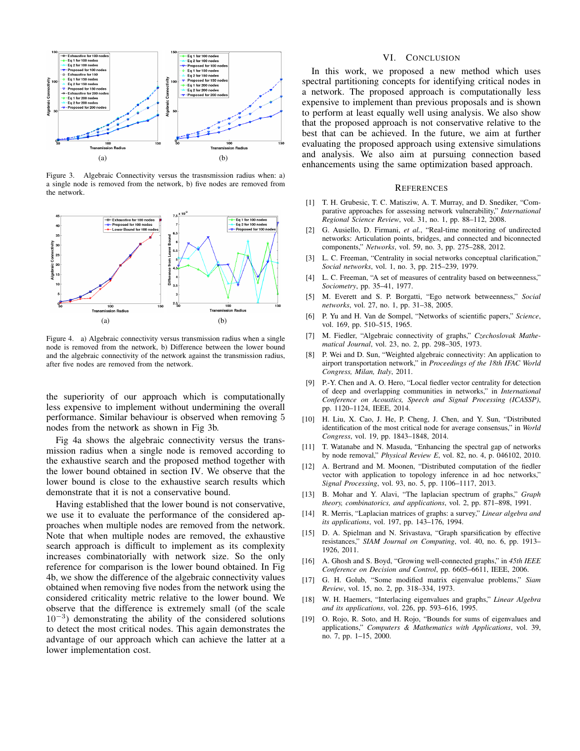Algebraic Connectivity

Transmission Radius

Exhaustive for 100 nodes
Eq 1 for 100 nodes
Eq 2 for 100 nodes
Proposed for 100 nodes
Exhaustive for 150
Eq 1 for 150 nodes
Eq 2 for 150 nodes
Proposed for 150 nodes
Exhaustive for 200 nodes
Eq 1 for 200 nodes
Eq 2 for 200 nodes
Proposed for 200 nodes

(a)

Eq 1 for 100 nodes
Eq 2 for 100 nodes
Proposed for 100 nodes
Eq 1 for 150 nodes
Eq 2 for 150 nodes
Proposed for 150 nodes
Eq 1 for 200 nodes
Eq 2 for 200 nodes
Proposed for 200 nodes

(b)

Figure 3. Algebraic Connectivity versus the trasnsmission radius when: a) a single node is removed from the network, b) five nodes are removed from the network.

Exhaustive for 100 nodes
Proposed for 100 nodes
Lower Bound for 100 nodes

(a)

Difference from Lower Bound

$\times 10^{-3}$

Eq 1 for 100 nodes
Eq 2 for 100 nodes
Proposed for 100 nodes

(b)

Figure 4. a) Algebraic connectivity versus transmission radius when a single node is removed from the network, b) Difference between the lower bound and the algebraic connectivity of the network against the transmission radius, after five nodes are removed from the network.

the superiority of our approach which is computationally less expensive to implement without undermining the overall performance. Similar behaviour is observed when removing 5 nodes from the network as shown in Fig 3b.

Fig 4a shows the algebraic connectivity versus the transmission radius when a single node is removed according to the exhaustive search and the proposed method together with the lower bound obtained in section IV. We observe that the lower bound is close to the exhaustive search results which demonstrate that it is not a conservative bound.

Having established that the lower bound is not conservative, we use it to evaluate the performance of the considered approaches when multiple nodes are removed from the network. Note that when multiple nodes are removed, the exhaustive search approach is difficult to implement as its complexity increases combinatorially with network size. So the only reference for comparison is the lower bound obtained. In Fig 4b, we show the difference of the algebraic connectivity values obtained when removing five nodes from the network using the considered criticality metric relative to the lower bound. We observe that the difference is extremely small (of the scale $10^{-3}$) demonstrating the ability of the considered solutions to detect the most critical nodes. This again demonstrates the advantage of our approach which can achieve the latter at a lower implementation cost.

## VI. Conclusion

In this work, we proposed a new method which uses spectral partitioning concepts for identifying critical nodes in a network. The proposed approach is computationally less expensive to implement than previous proposals and is shown to perform at least equally well using analysis. We also show that the proposed approach is not conservative relative to the best that can be achieved. In the future, we aim at further evaluating the proposed approach using extensive simulations and analysis. We also aim at pursuing connection based enhancements using the same optimization based approach.

## References

[1] T. H. Grubesic, T. C. Matisziw, A. T. Murray, and D. Snediker, "Comparative approaches for assessing network vulnerability," *International Regional Science Review*, vol. 31, no. 1, pp. 88–112, 2008.

[2] G. Ausiello, D. Firmani, *et al.*, "Real-time monitoring of undirected networks: Articulation points, bridges, and connected and biconnected components," *Networks*, vol. 59, no. 3, pp. 275–288, 2012.

[3] L. C. Freeman, "Centrality in social networks conceptual clarification," *Social networks*, vol. 1, no. 3, pp. 215–239, 1979.

[4] L. C. Freeman, "A set of measures of centrality based on betweenness," *Sociometry*, pp. 35–41, 1977.

[5] M. Everett and S. P. Borgatti, "Ego network betweenness," *Social networks*, vol. 27, no. 1, pp. 31–38, 2005.

[6] P. Yu and H. Van de Sompel, "Networks of scientific papers," *Science*, vol. 169, pp. 510–515, 1965.

[7] M. Fiedler, "Algebraic connectivity of graphs," *Czechoslovak Mathematical Journal*, vol. 23, no. 2, pp. 298–305, 1973.

[8] P. Wei and D. Sun, "Weighted algebraic connectivity: An application to airport transportation network," in *Proceedings of the 18th IFAC World Congress, Milan, Italy*, 2011.

[9] P.-Y. Chen and A. O. Hero, "Local fiedler vector centrality for detection of deep and overlapping communities in networks," in *International Conference on Acoustics, Speech and Signal Processing (ICASSP)*, pp. 1120–1124, IEEE, 2014.

[10] H. Liu, X. Cao, J. He, P. Cheng, J. Chen, and Y. Sun, "Distributed identification of the most critical node for average consensus," in *World Congress*, vol. 19, pp. 1843–1848, 2014.

[11] T. Watanabe and N. Masuda, "Enhancing the spectral gap of networks by node removal," *Physical Review E*, vol. 82, no. 4, p. 046102, 2010.

[12] A. Bertrand and M. Moonen, "Distributed computation of the fiedler vector with application to topology inference in ad hoc networks," *Signal Processing*, vol. 93, no. 5, pp. 1106–1117, 2013.

[13] B. Mohar and Y. Alavi, "The laplacian spectrum of graphs," *Graph theory, combinatorics, and applications*, vol. 2, pp. 871–898, 1991.

[14] R. Merris, "Laplacian matrices of graphs: a survey," *Linear algebra and its applications*, vol. 197, pp. 143–176, 1994.

[15] D. A. Spielman and N. Srivastava, "Graph sparsification by effective resistances," *SIAM Journal on Computing*, vol. 40, no. 6, pp. 1913–1926, 2011.

[16] A. Ghosh and S. Boyd, "Growing well-connected graphs," in *45th IEEE Conference on Decision and Control*, pp. 6605–6611, IEEE, 2006.

[17] G. H. Golub, "Some modified matrix eigenvalue problems," *Siam Review*, vol. 15, no. 2, pp. 318–334, 1973.

[18] W. H. Haemers, "Interlacing eigenvalues and graphs," *Linear Algebra and its applications*, vol. 226, pp. 593–616, 1995.

[19] O. Rojo, R. Soto, and H. Rojo, "Bounds for sums of eigenvalues and applications," *Computers & Mathematics with Applications*, vol. 39, no. 7, pp. 1–15, 2000.